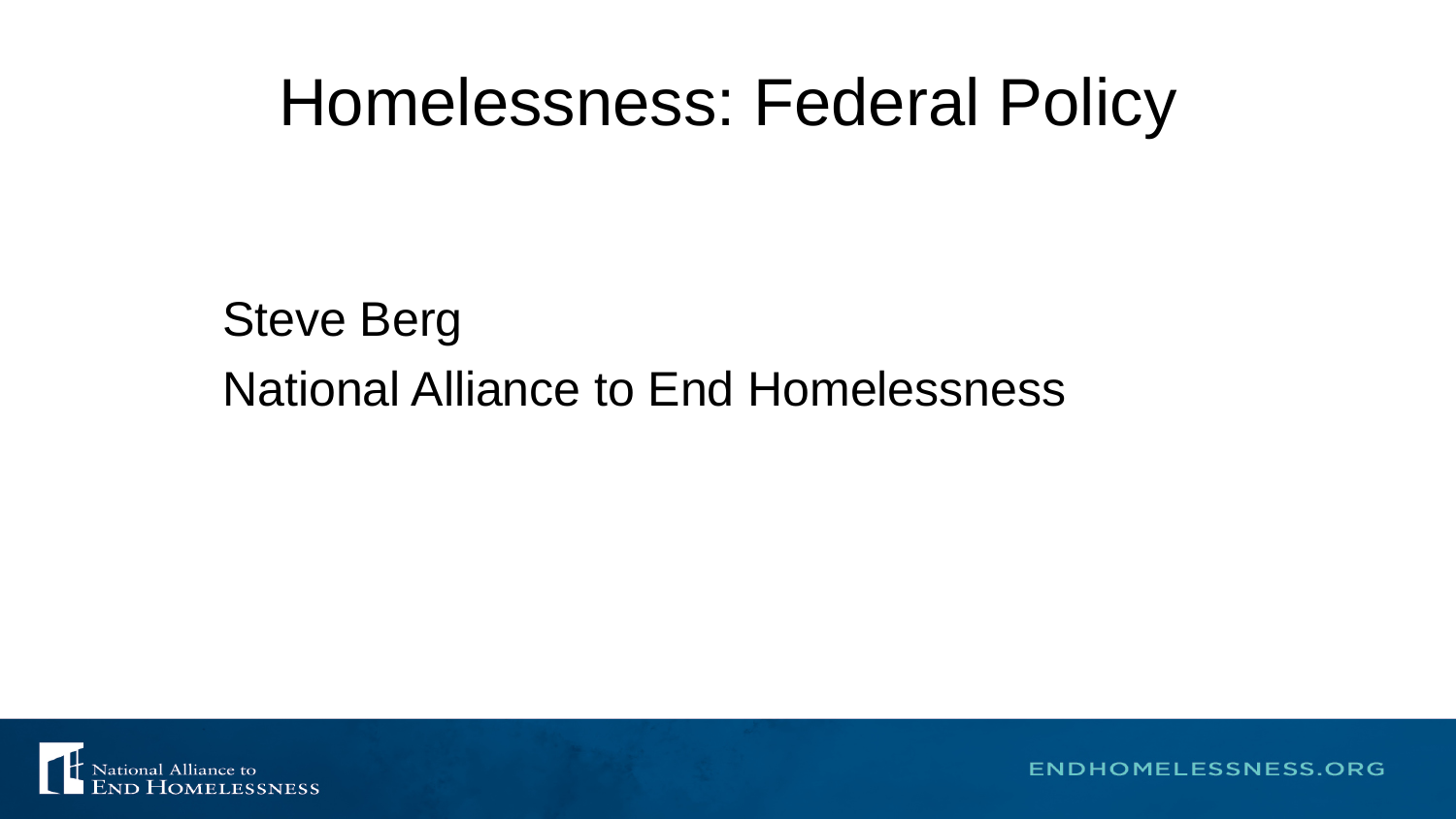# Homelessness: Federal Policy

Steve Berg

National Alliance to End Homelessness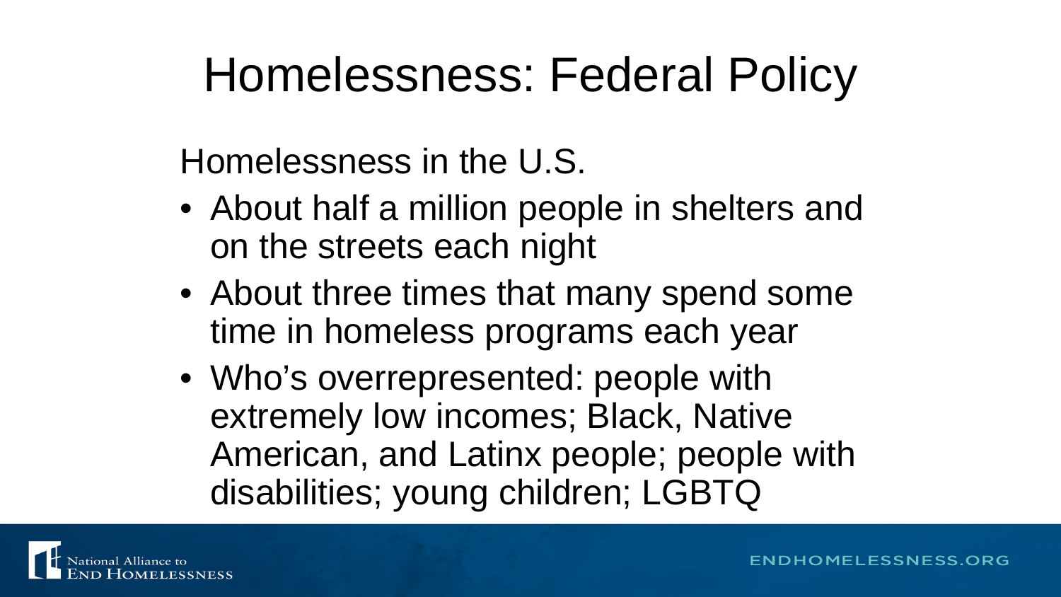# Homelessness: Federal Policy

Homelessness in the U.S.

- About half a million people in shelters and on the streets each night
- About three times that many spend some time in homeless programs each year
- Who's overrepresented: people with extremely low incomes; Black, Native American, and Latinx people; people with disabilities; young children; LGBTQ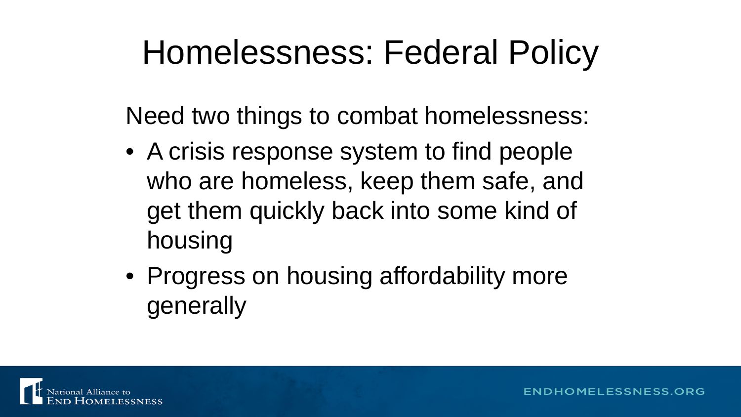# Homelessness: Federal Policy

Need two things to combat homelessness:

- A crisis response system to find people who are homeless, keep them safe, and get them quickly back into some kind of housing
- Progress on housing affordability more generally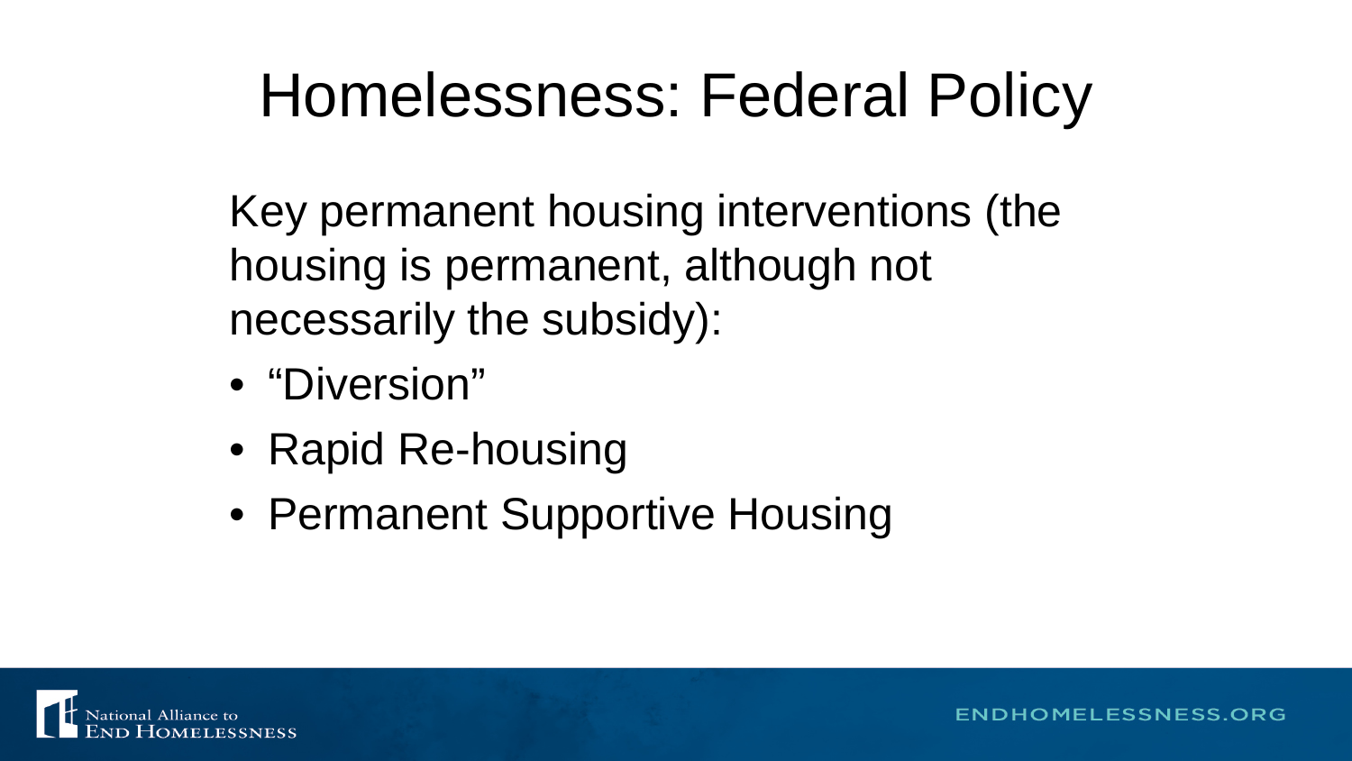# Homelessness: Federal Policy

Key permanent housing interventions (the housing is permanent, although not necessarily the subsidy):

- "Diversion"
- Rapid Re-housing
- Permanent Supportive Housing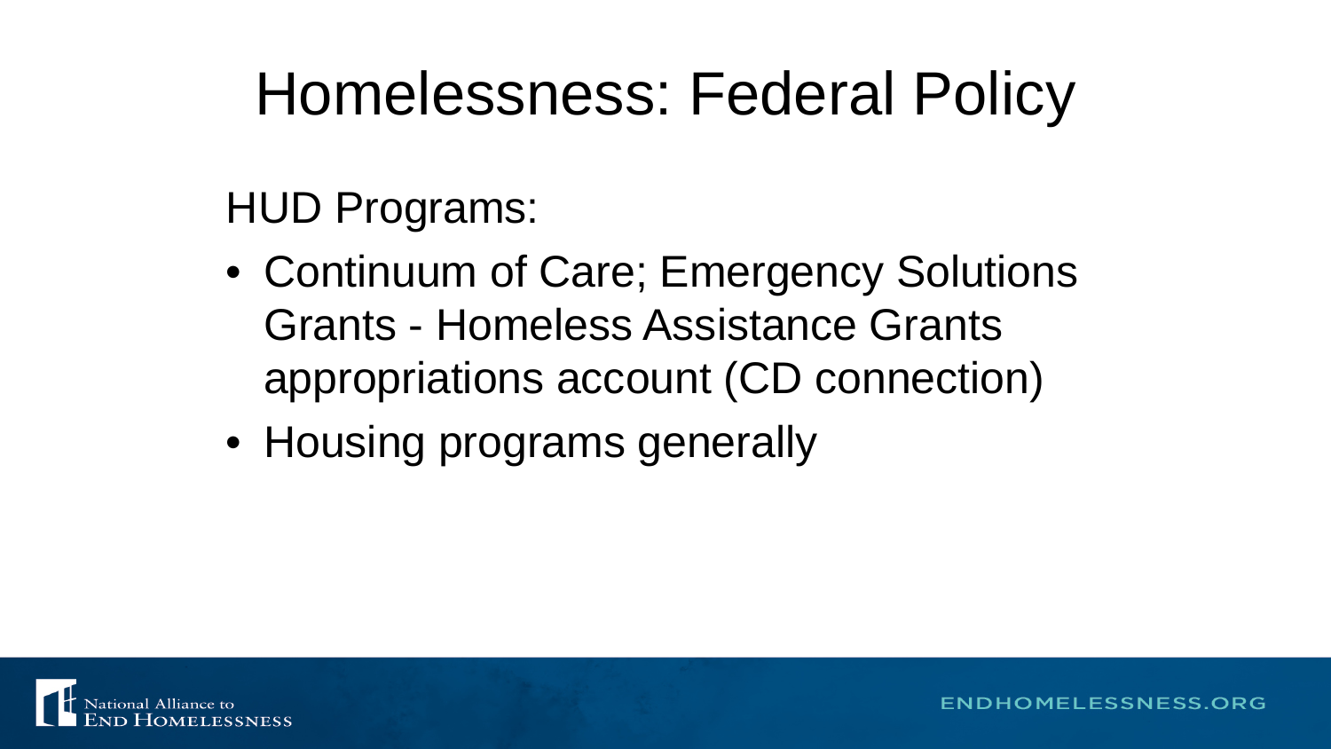# Homelessness: Federal Policy

HUD Programs:

- Continuum of Care; Emergency Solutions Grants - Homeless Assistance Grants appropriations account (CD connection)
- Housing programs generally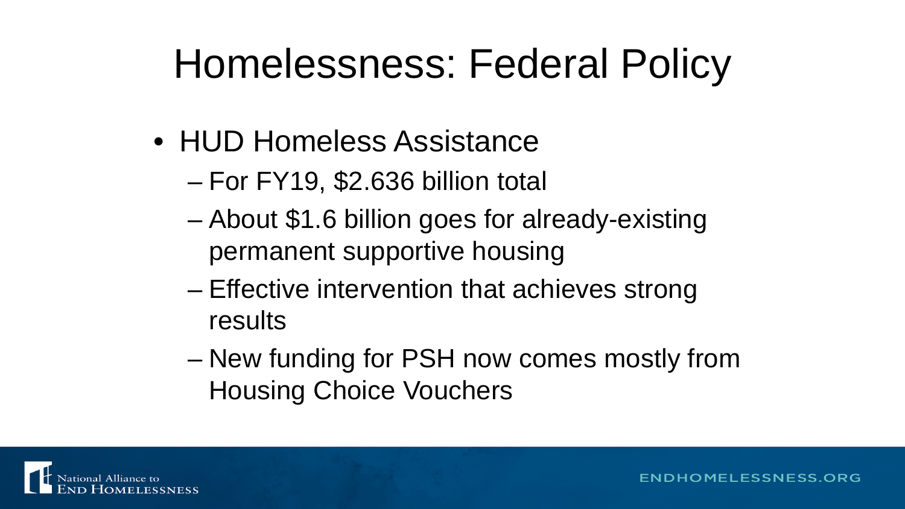# Homelessness: Federal Policy

- HUD Homeless Assistance
  - For FY19, $2.636 billion total
  - About $1.6 billion goes for already-existing permanent supportive housing
  - Effective intervention that achieves strong results
  - New funding for PSH now comes mostly from Housing Choice Vouchers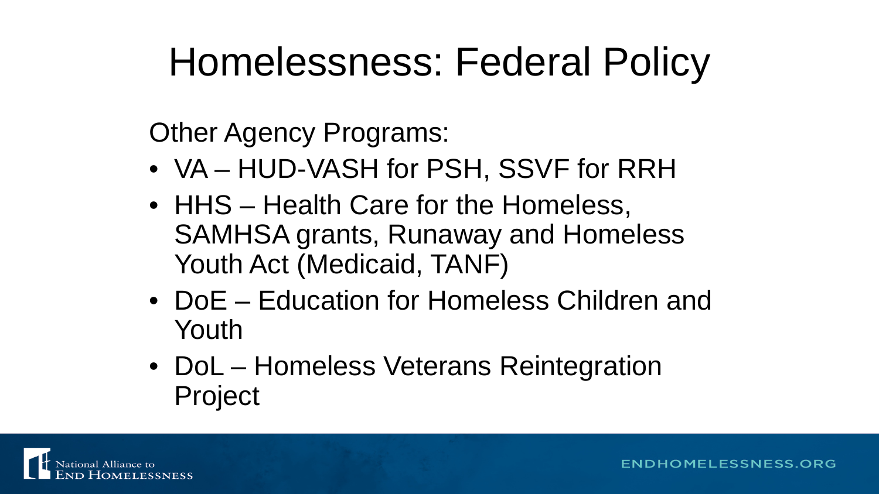# Homelessness: Federal Policy

Other Agency Programs:

- VA – HUD-VASH for PSH, SSVF for RRH
- HHS – Health Care for the Homeless, SAMHSA grants, Runaway and Homeless Youth Act (Medicaid, TANF)
- DoE – Education for Homeless Children and Youth
- DoL – Homeless Veterans Reintegration Project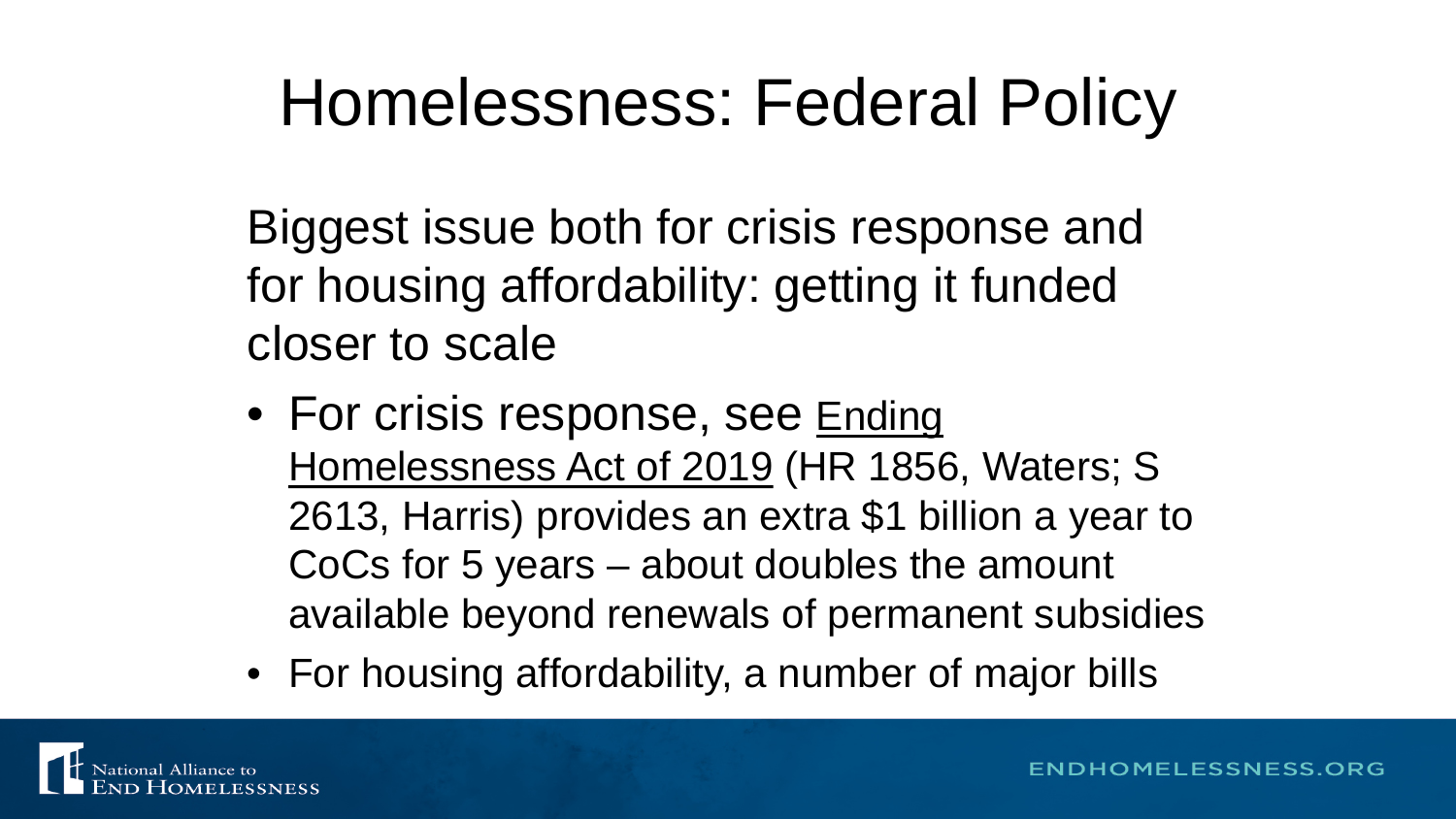# Homelessness: Federal Policy

Biggest issue both for crisis response and for housing affordability: getting it funded closer to scale

- For crisis response, see Ending Homelessness Act of 2019 (HR 1856, Waters; S 2613, Harris) provides an extra $1 billion a year to CoCs for 5 years – about doubles the amount available beyond renewals of permanent subsidies
- For housing affordability, a number of major bills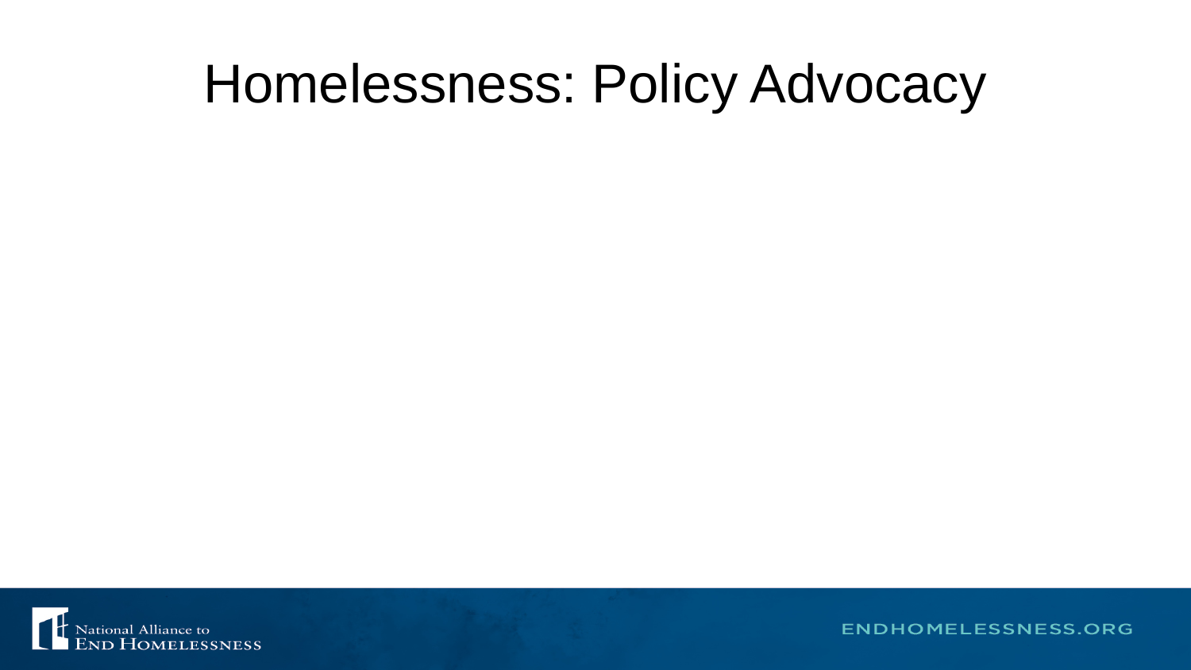# Homelessness: Policy Advocacy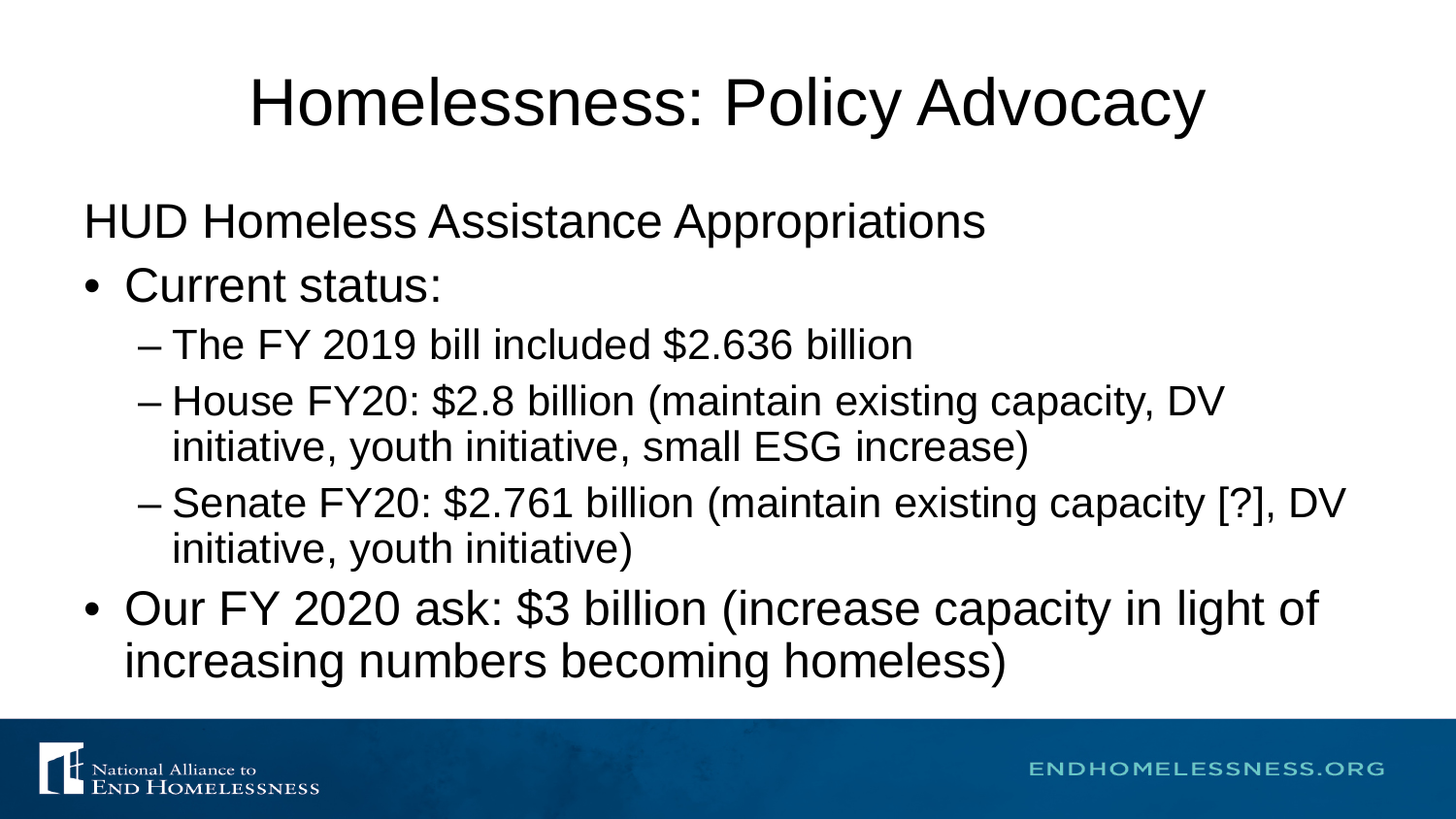# Homelessness: Policy Advocacy

HUD Homeless Assistance Appropriations

- Current status:
  - The FY 2019 bill included $2.636 billion
  - House FY20: $2.8 billion (maintain existing capacity, DV initiative, youth initiative, small ESG increase)
  - Senate FY20: $2.761 billion (maintain existing capacity [?], DV initiative, youth initiative)
- Our FY 2020 ask: $3 billion (increase capacity in light of increasing numbers becoming homeless)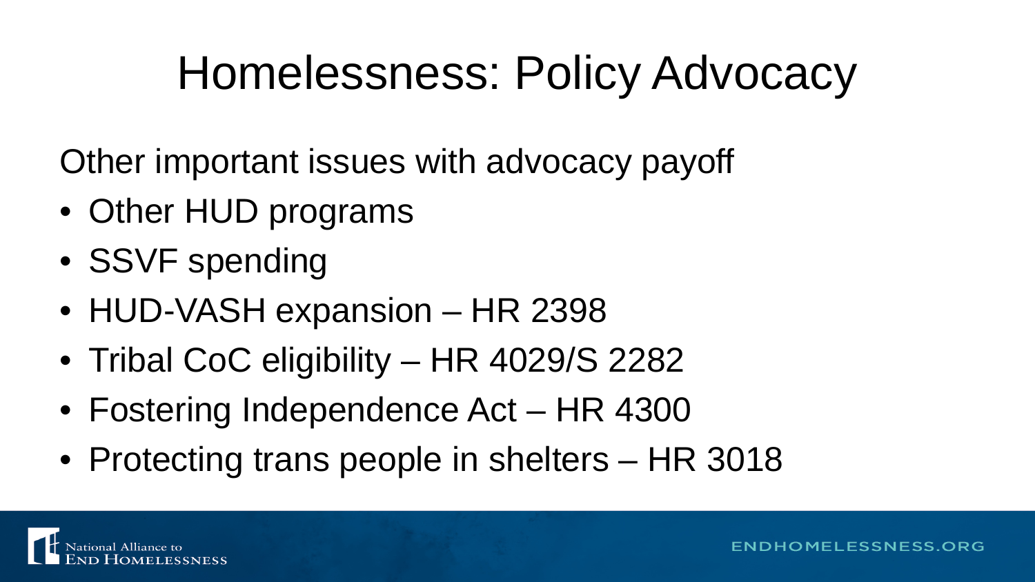# Homelessness: Policy Advocacy

Other important issues with advocacy payoff

- Other HUD programs
- SSVF spending
- HUD-VASH expansion – HR 2398
- Tribal CoC eligibility – HR 4029/S 2282
- Fostering Independence Act – HR 4300
- Protecting trans people in shelters – HR 3018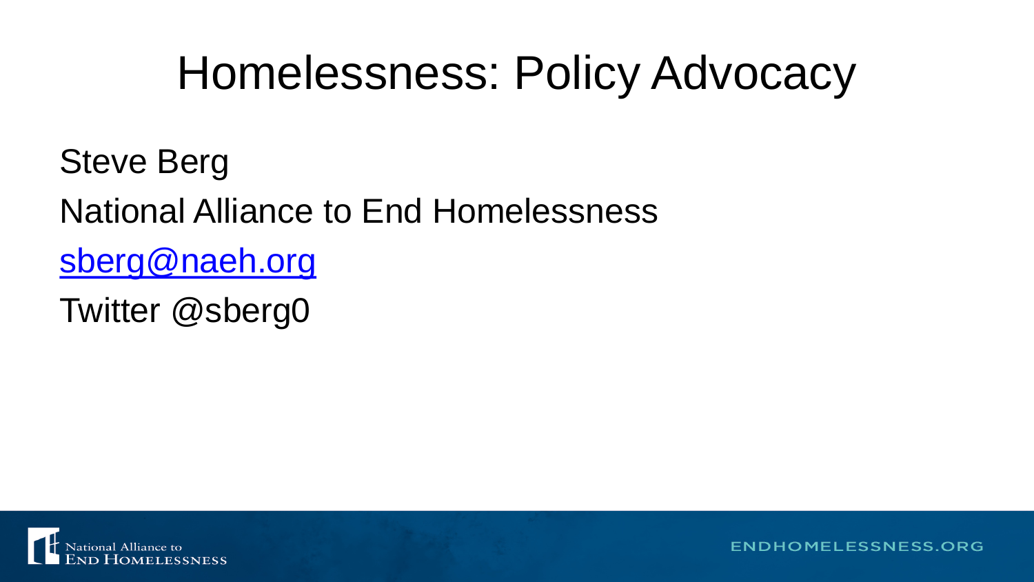# Homelessness: Policy Advocacy

Steve Berg

National Alliance to End Homelessness

[sberg@naeh.org](mailto:sberg@naeh.org)

Twitter @sberg0